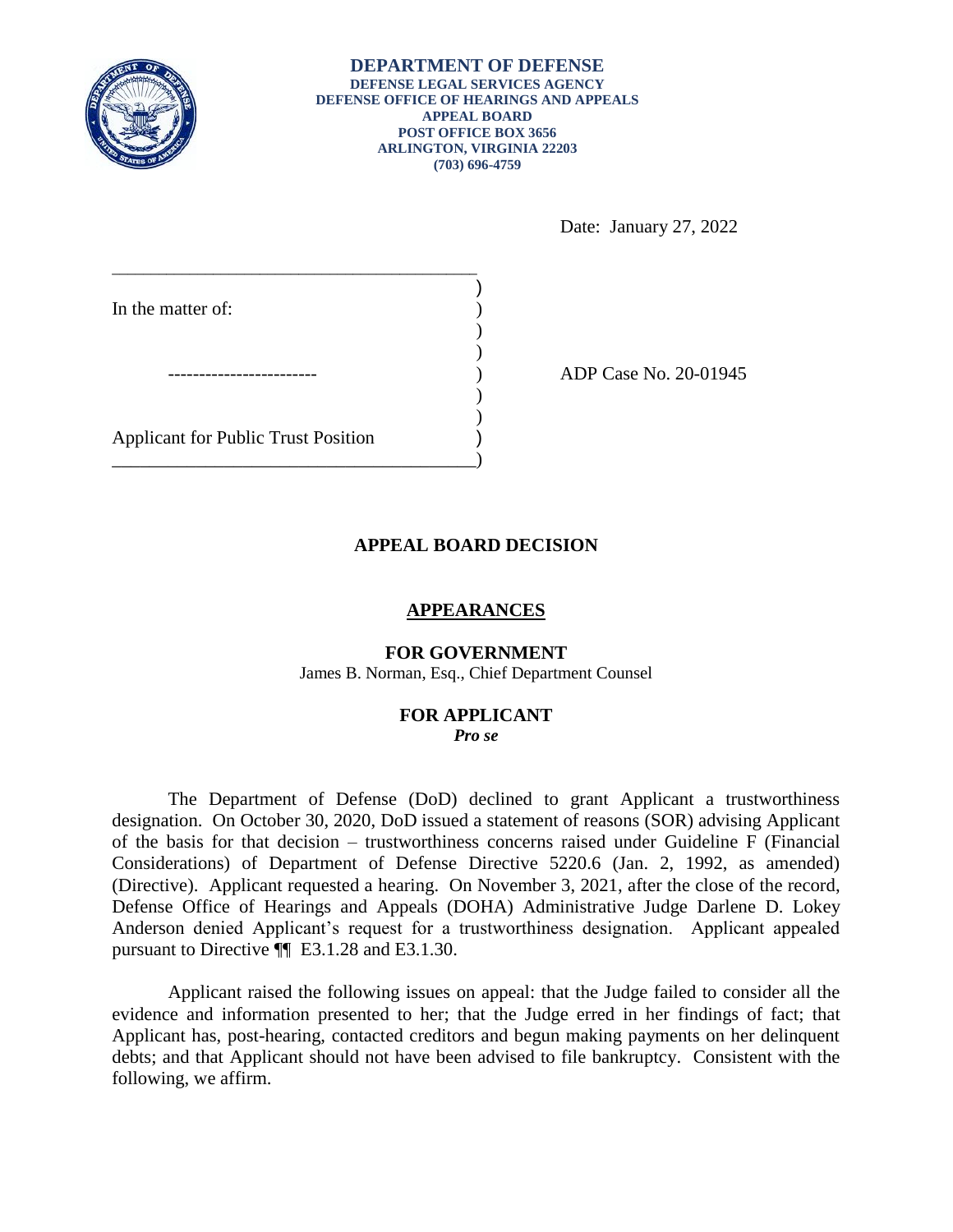**DEPARTMENT OF DEFENSE**
**DEFENSE LEGAL SERVICES AGENCY**
**DEFENSE OFFICE OF HEARINGS AND APPEALS**
**APPEAL BOARD**
**POST OFFICE BOX 3656**
**ARLINGTON, VIRGINIA 22203**
**(703) 696-4759**

Date: January 27, 2022

In the matter of:

\-----------------------

Applicant for Public Trust Position

ADP Case No. 20-01945

## APPEAL BOARD DECISION

### APPEARANCES

**FOR GOVERNMENT**
James B. Norman, Esq., Chief Department Counsel

**FOR APPLICANT**
***Pro se***

The Department of Defense (DoD) declined to grant Applicant a trustworthiness designation. On October 30, 2020, DoD issued a statement of reasons (SOR) advising Applicant of the basis for that decision – trustworthiness concerns raised under Guideline F (Financial Considerations) of Department of Defense Directive 5220.6 (Jan. 2, 1992, as amended) (Directive). Applicant requested a hearing. On November 3, 2021, after the close of the record, Defense Office of Hearings and Appeals (DOHA) Administrative Judge Darlene D. Lokey Anderson denied Applicant's request for a trustworthiness designation. Applicant appealed pursuant to Directive ¶¶ E3.1.28 and E3.1.30.

Applicant raised the following issues on appeal: that the Judge failed to consider all the evidence and information presented to her; that the Judge erred in her findings of fact; that Applicant has, post-hearing, contacted creditors and begun making payments on her delinquent debts; and that Applicant should not have been advised to file bankruptcy. Consistent with the following, we affirm.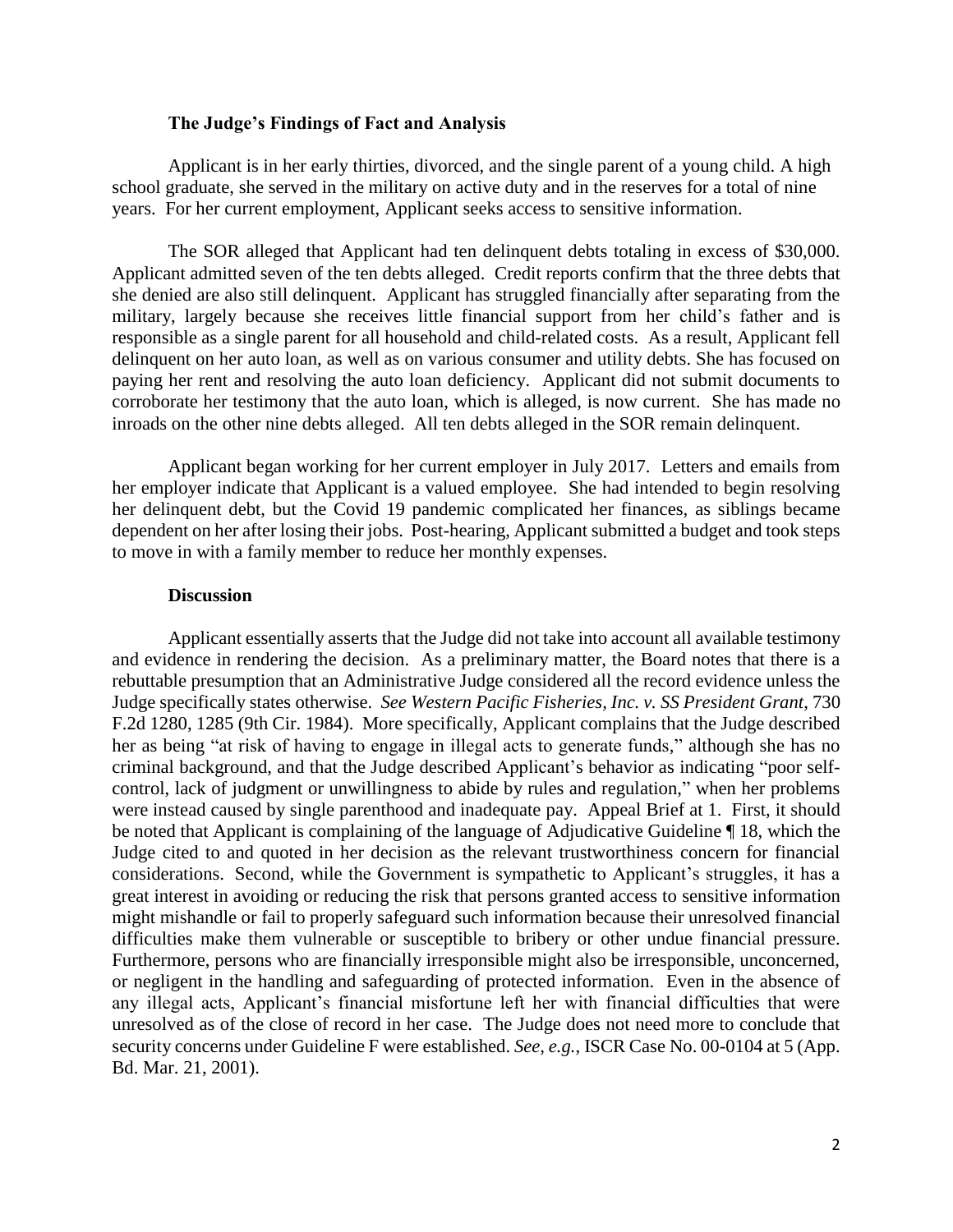### The Judge's Findings of Fact and Analysis

Applicant is in her early thirties, divorced, and the single parent of a young child. A high school graduate, she served in the military on active duty and in the reserves for a total of nine years. For her current employment, Applicant seeks access to sensitive information.

The SOR alleged that Applicant had ten delinquent debts totaling in excess of $30,000. Applicant admitted seven of the ten debts alleged. Credit reports confirm that the three debts that she denied are also still delinquent. Applicant has struggled financially after separating from the military, largely because she receives little financial support from her child's father and is responsible as a single parent for all household and child-related costs. As a result, Applicant fell delinquent on her auto loan, as well as on various consumer and utility debts. She has focused on paying her rent and resolving the auto loan deficiency. Applicant did not submit documents to corroborate her testimony that the auto loan, which is alleged, is now current. She has made no inroads on the other nine debts alleged. All ten debts alleged in the SOR remain delinquent.

Applicant began working for her current employer in July 2017. Letters and emails from her employer indicate that Applicant is a valued employee. She had intended to begin resolving her delinquent debt, but the Covid 19 pandemic complicated her finances, as siblings became dependent on her after losing their jobs. Post-hearing, Applicant submitted a budget and took steps to move in with a family member to reduce her monthly expenses.

### Discussion

Applicant essentially asserts that the Judge did not take into account all available testimony and evidence in rendering the decision. As a preliminary matter, the Board notes that there is a rebuttable presumption that an Administrative Judge considered all the record evidence unless the Judge specifically states otherwise. *See Western Pacific Fisheries, Inc. v. SS President Grant*, 730 F.2d 1280, 1285 (9th Cir. 1984). More specifically, Applicant complains that the Judge described her as being "at risk of having to engage in illegal acts to generate funds," although she has no criminal background, and that the Judge described Applicant's behavior as indicating "poor self-control, lack of judgment or unwillingness to abide by rules and regulation," when her problems were instead caused by single parenthood and inadequate pay. Appeal Brief at 1. First, it should be noted that Applicant is complaining of the language of Adjudicative Guideline ¶ 18, which the Judge cited to and quoted in her decision as the relevant trustworthiness concern for financial considerations. Second, while the Government is sympathetic to Applicant's struggles, it has a great interest in avoiding or reducing the risk that persons granted access to sensitive information might mishandle or fail to properly safeguard such information because their unresolved financial difficulties make them vulnerable or susceptible to bribery or other undue financial pressure. Furthermore, persons who are financially irresponsible might also be irresponsible, unconcerned, or negligent in the handling and safeguarding of protected information. Even in the absence of any illegal acts, Applicant's financial misfortune left her with financial difficulties that were unresolved as of the close of record in her case. The Judge does not need more to conclude that security concerns under Guideline F were established. *See, e.g.,* ISCR Case No. 00-0104 at 5 (App. Bd. Mar. 21, 2001).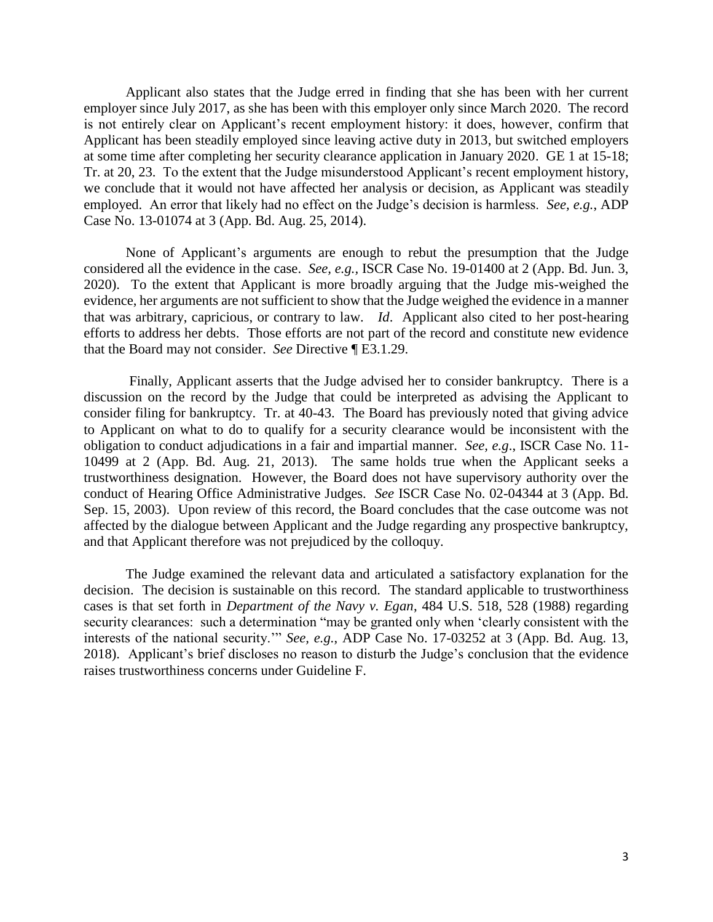Applicant also states that the Judge erred in finding that she has been with her current employer since July 2017, as she has been with this employer only since March 2020. The record is not entirely clear on Applicant's recent employment history: it does, however, confirm that Applicant has been steadily employed since leaving active duty in 2013, but switched employers at some time after completing her security clearance application in January 2020. GE 1 at 15-18; Tr. at 20, 23. To the extent that the Judge misunderstood Applicant's recent employment history, we conclude that it would not have affected her analysis or decision, as Applicant was steadily employed. An error that likely had no effect on the Judge's decision is harmless. *See, e.g.*, ADP Case No. 13-01074 at 3 (App. Bd. Aug. 25, 2014).

None of Applicant's arguments are enough to rebut the presumption that the Judge considered all the evidence in the case. *See, e.g.,* ISCR Case No. 19-01400 at 2 (App. Bd. Jun. 3, 2020). To the extent that Applicant is more broadly arguing that the Judge mis-weighed the evidence, her arguments are not sufficient to show that the Judge weighed the evidence in a manner that was arbitrary, capricious, or contrary to law. *Id*. Applicant also cited to her post-hearing efforts to address her debts. Those efforts are not part of the record and constitute new evidence that the Board may not consider. *See* Directive ¶ E3.1.29.

Finally, Applicant asserts that the Judge advised her to consider bankruptcy. There is a discussion on the record by the Judge that could be interpreted as advising the Applicant to consider filing for bankruptcy. Tr. at 40-43. The Board has previously noted that giving advice to Applicant on what to do to qualify for a security clearance would be inconsistent with the obligation to conduct adjudications in a fair and impartial manner. *See, e.g*., ISCR Case No. 11-10499 at 2 (App. Bd. Aug. 21, 2013). The same holds true when the Applicant seeks a trustworthiness designation. However, the Board does not have supervisory authority over the conduct of Hearing Office Administrative Judges. *See* ISCR Case No. 02-04344 at 3 (App. Bd. Sep. 15, 2003). Upon review of this record, the Board concludes that the case outcome was not affected by the dialogue between Applicant and the Judge regarding any prospective bankruptcy, and that Applicant therefore was not prejudiced by the colloquy.

The Judge examined the relevant data and articulated a satisfactory explanation for the decision. The decision is sustainable on this record. The standard applicable to trustworthiness cases is that set forth in *Department of the Navy v. Egan*, 484 U.S. 518, 528 (1988) regarding security clearances: such a determination "may be granted only when 'clearly consistent with the interests of the national security.'" *See, e.g.,* ADP Case No. 17-03252 at 3 (App. Bd. Aug. 13, 2018). Applicant's brief discloses no reason to disturb the Judge's conclusion that the evidence raises trustworthiness concerns under Guideline F.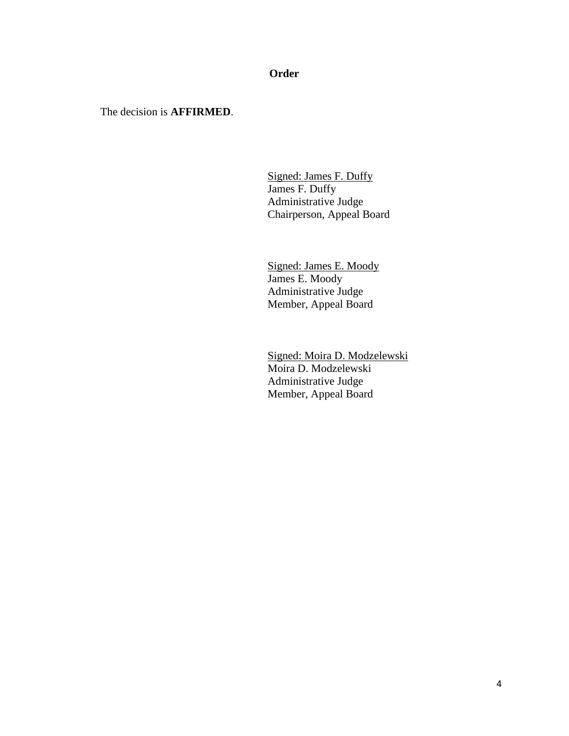## Order

The decision is **AFFIRMED**.

Signed: James F. Duffy
James F. Duffy
Administrative Judge
Chairperson, Appeal Board

Signed: James E. Moody
James E. Moody
Administrative Judge
Member, Appeal Board

Signed: Moira D. Modzelewski
Moira D. Modzelewski
Administrative Judge
Member, Appeal Board